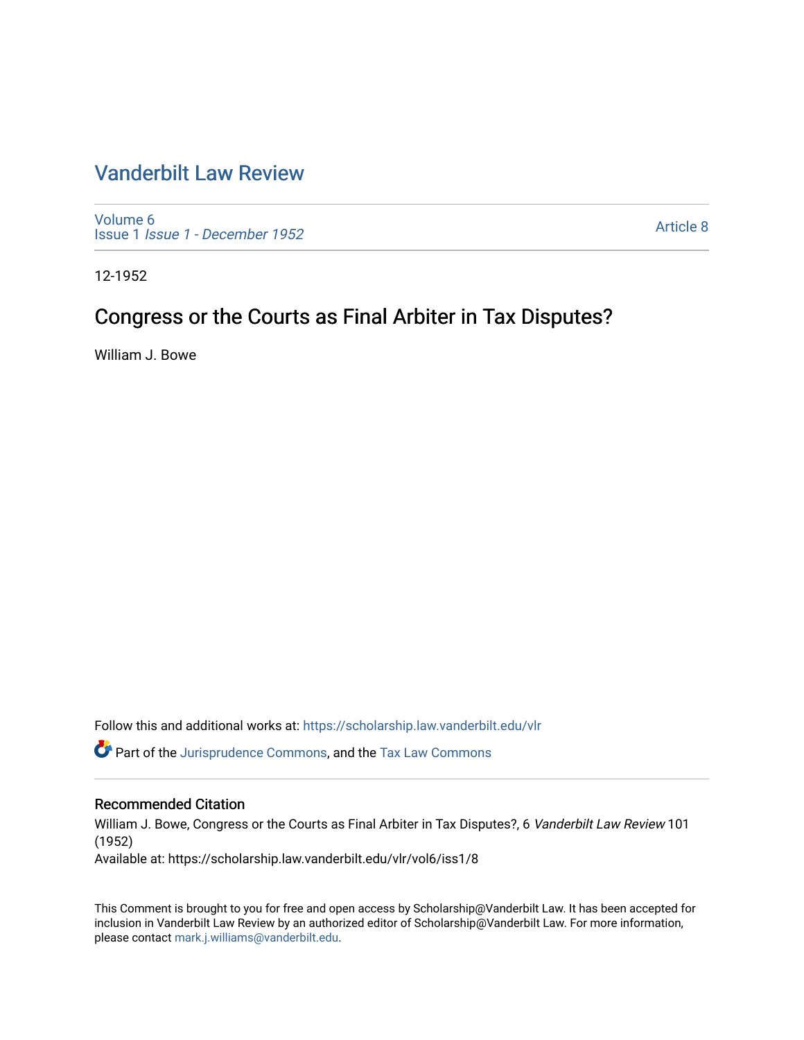# Vanderbilt Law Review

Volume 6
Issue 1 *Issue 1 - December 1952*

Article 8

12-1952

## Congress or the Courts as Final Arbiter in Tax Disputes?

William J. Bowe

Follow this and additional works at: https://scholarship.law.vanderbilt.edu/vlr

Part of the Jurisprudence Commons, and the Tax Law Commons

### Recommended Citation

William J. Bowe, Congress or the Courts as Final Arbiter in Tax Disputes?, 6 *Vanderbilt Law Review* 101 (1952)

Available at: https://scholarship.law.vanderbilt.edu/vlr/vol6/iss1/8

This Comment is brought to you for free and open access by Scholarship@Vanderbilt Law. It has been accepted for inclusion in Vanderbilt Law Review by an authorized editor of Scholarship@Vanderbilt Law. For more information, please contact mark.j.williams@vanderbilt.edu.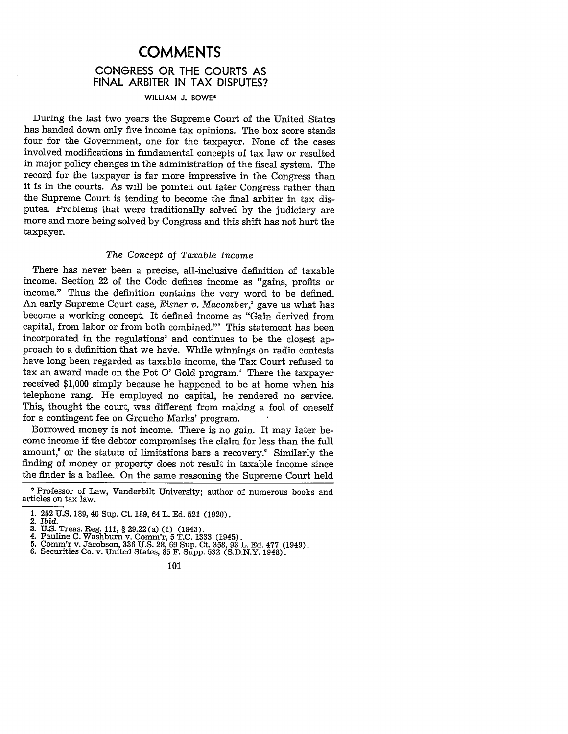# COMMENTS

## CONGRESS OR THE COURTS AS FINAL ARBITER IN TAX DISPUTES?

WILLIAM J. BOWE*

During the last two years the Supreme Court of the United States has handed down only five income tax opinions. The box score stands four for the Government, one for the taxpayer. None of the cases involved modifications in fundamental concepts of tax law or resulted in major policy changes in the administration of the fiscal system. The record for the taxpayer is far more impressive in the Congress than it is in the courts. As will be pointed out later Congress rather than the Supreme Court is tending to become the final arbiter in tax disputes. Problems that were traditionally solved by the judiciary are more and more being solved by Congress and this shift has not hurt the taxpayer.

### *The Concept of Taxable Income*

There has never been a precise, all-inclusive definition of taxable income. Section 22 of the Code defines income as "gains, profits or income." Thus the definition contains the very word to be defined. An early Supreme Court case, *Eisner v. Macomber*,[1] gave us what has become a working concept. It defined income as "Gain derived from capital, from labor or from both combined."[2] This statement has been incorporated in the regulations[3] and continues to be the closest approach to a definition that we have. While winnings on radio contests have long been regarded as taxable income, the Tax Court refused to tax an award made on the Pot O' Gold program.[4] There the taxpayer received $1,000 simply because he happened to be at home when his telephone rang. He employed no capital, he rendered no service. This, thought the court, was different from making a fool of oneself for a contingent fee on Groucho Marks' program.

Borrowed money is not income. There is no gain. It may later become income if the debtor compromises the claim for less than the full amount,[5] or the statute of limitations bars a recovery.[6] Similarly the finding of money or property does not result in taxable income since the finder is a bailee. On the same reasoning the Supreme Court held

---

\* Professor of Law, Vanderbilt University; author of numerous books and articles on tax law.

1. 252 U.S. 189, 40 Sup. Ct. 189, 64 L. Ed. 521 (1920).
2. *Ibid.*
3. U.S. Treas. Reg. 111, § 29.22(a) (1) (1943).
4. Pauline C. Washburn v. Comm'r, 5 T.C. 1333 (1945).
5. Comm'r v. Jacobson, 336 U.S. 28, 69 Sup. Ct. 358, 93 L. Ed. 477 (1949).
6. Securities Co. v. United States, 85 F. Supp. 532 (S.D.N.Y. 1948).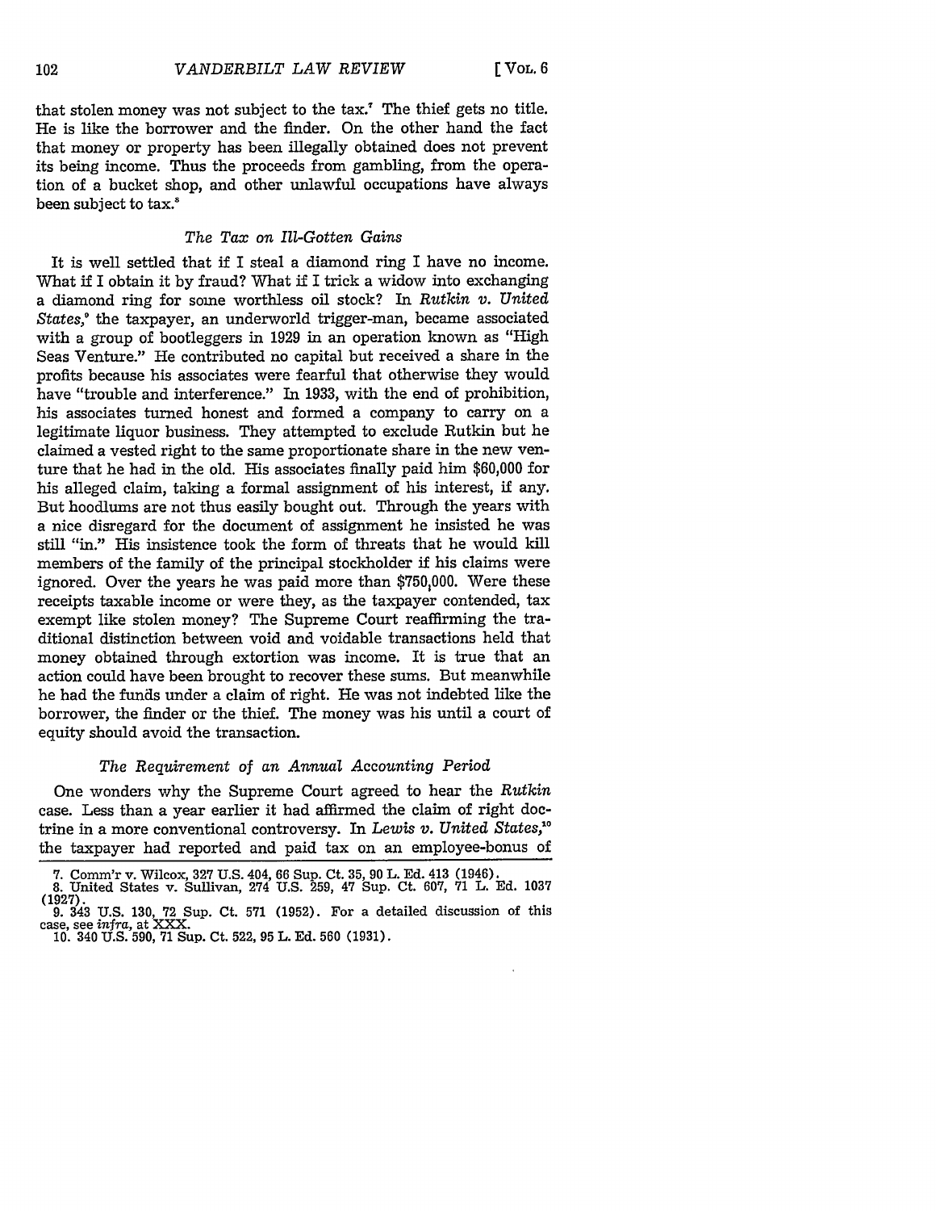that stolen money was not subject to the tax.[7] The thief gets no title. He is like the borrower and the finder. On the other hand the fact that money or property has been illegally obtained does not prevent its being income. Thus the proceeds from gambling, from the operation of a bucket shop, and other unlawful occupations have always been subject to tax.[8]

### *The Tax on Ill-Gotten Gains*

It is well settled that if I steal a diamond ring I have no income. What if I obtain it by fraud? What if I trick a widow into exchanging a diamond ring for some worthless oil stock? In *Rutkin v. United States*,[9] the taxpayer, an underworld trigger-man, became associated with a group of bootleggers in 1929 in an operation known as "High Seas Venture." He contributed no capital but received a share in the profits because his associates were fearful that otherwise they would have "trouble and interference." In 1933, with the end of prohibition, his associates turned honest and formed a company to carry on a legitimate liquor business. They attempted to exclude Rutkin but he claimed a vested right to the same proportionate share in the new venture that he had in the old. His associates finally paid him $60,000 for his alleged claim, taking a formal assignment of his interest, if any. But hoodlums are not thus easily bought out. Through the years with a nice disregard for the document of assignment he insisted he was still "in." His insistence took the form of threats that he would kill members of the family of the principal stockholder if his claims were ignored. Over the years he was paid more than $750,000. Were these receipts taxable income or were they, as the taxpayer contended, tax exempt like stolen money? The Supreme Court reaffirming the traditional distinction between void and voidable transactions held that money obtained through extortion was income. It is true that an action could have been brought to recover these sums. But meanwhile he had the funds under a claim of right. He was not indebted like the borrower, the finder or the thief. The money was his until a court of equity should avoid the transaction.

### *The Requirement of an Annual Accounting Period*

One wonders why the Supreme Court agreed to hear the *Rutkin* case. Less than a year earlier it had affirmed the claim of right doctrine in a more conventional controversy. In *Lewis v. United States*,[10] the taxpayer had reported and paid tax on an employee-bonus of

7. Comm'r v. Wilcox, 327 U.S. 404, 66 Sup. Ct. 35, 90 L. Ed. 413 (1946).
8. United States v. Sullivan, 274 U.S. 259, 47 Sup. Ct. 607, 71 L. Ed. 1037 (1927).
9. 343 U.S. 130, 72 Sup. Ct. 571 (1952). For a detailed discussion of this case, see *infra*, at XXX.
10. 340 U.S. 590, 71 Sup. Ct. 522, 95 L. Ed. 560 (1931).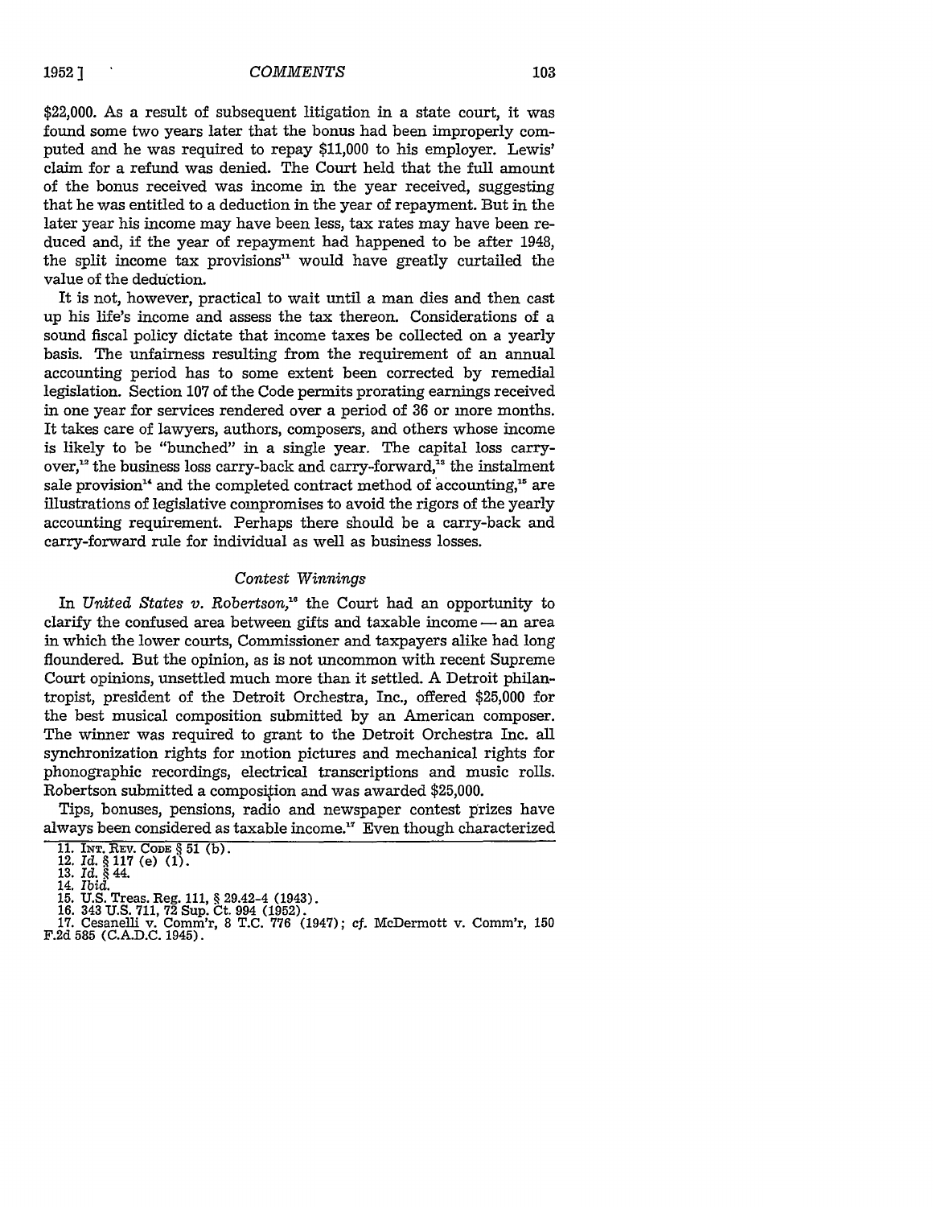$22,000. As a result of subsequent litigation in a state court, it was found some two years later that the bonus had been improperly computed and he was required to repay $11,000 to his employer. Lewis' claim for a refund was denied. The Court held that the full amount of the bonus received was income in the year received, suggesting that he was entitled to a deduction in the year of repayment. But in the later year his income may have been less, tax rates may have been reduced and, if the year of repayment had happened to be after 1948, the split income tax provisions[11] would have greatly curtailed the value of the deduction.

It is not, however, practical to wait until a man dies and then cast up his life's income and assess the tax thereon. Considerations of a sound fiscal policy dictate that income taxes be collected on a yearly basis. The unfairness resulting from the requirement of an annual accounting period has to some extent been corrected by remedial legislation. Section 107 of the Code permits prorating earnings received in one year for services rendered over a period of 36 or more months. It takes care of lawyers, authors, composers, and others whose income is likely to be "bunched" in a single year. The capital loss carry-over,[12] the business loss carry-back and carry-forward,[13] the instalment sale provision[14] and the completed contract method of accounting,[15] are illustrations of legislative compromises to avoid the rigors of the yearly accounting requirement. Perhaps there should be a carry-back and carry-forward rule for individual as well as business losses.

### *Contest Winnings*

In *United States v. Robertson*,[16] the Court had an opportunity to clarify the confused area between gifts and taxable income — an area in which the lower courts, Commissioner and taxpayers alike had long floundered. But the opinion, as is not uncommon with recent Supreme Court opinions, unsettled much more than it settled. A Detroit philanthropist, president of the Detroit Orchestra, Inc., offered $25,000 for the best musical composition submitted by an American composer. The winner was required to grant to the Detroit Orchestra Inc. all synchronization rights for motion pictures and mechanical rights for phonographic recordings, electrical transcriptions and music rolls. Robertson submitted a composition and was awarded $25,000.

Tips, bonuses, pensions, radio and newspaper contest prizes have always been considered as taxable income.[17] Even though characterized

---

11. INT. REV. CODE § 51 (b).
12. *Id.* § 117 (e) (1).
13. *Id.* § 44.
14. *Ibid.*
15. U.S. Treas. Reg. 111, § 29.42-4 (1943).
16. 343 U.S. 711, 72 Sup. Ct. 994 (1952).
17. Cesanelli v. Comm'r, 8 T.C. 776 (1947); *cf.* McDermott v. Comm'r, 150 F.2d 585 (C.A.D.C. 1945).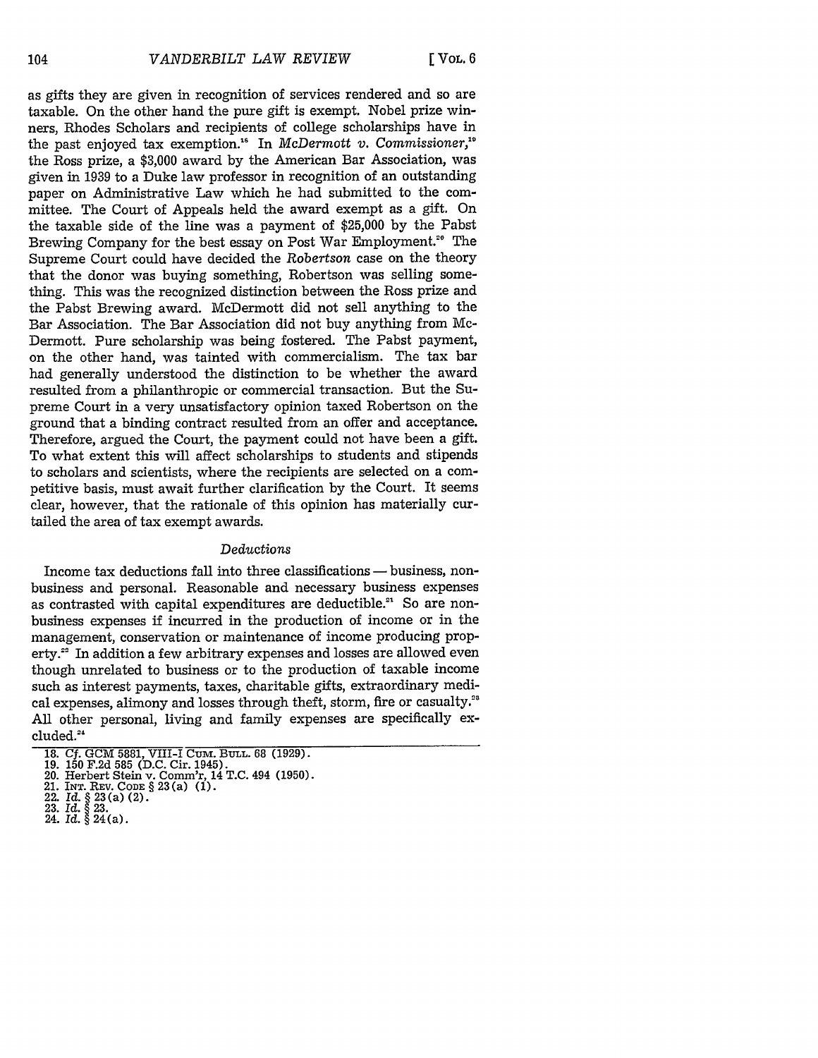as gifts they are given in recognition of services rendered and so are taxable. On the other hand the pure gift is exempt. Nobel prize winners, Rhodes Scholars and recipients of college scholarships have in the past enjoyed tax exemption.[18] In *McDermott v. Commissioner*,[19] the Ross prize, a $3,000 award by the American Bar Association, was given in 1939 to a Duke law professor in recognition of an outstanding paper on Administrative Law which he had submitted to the committee. The Court of Appeals held the award exempt as a gift. On the taxable side of the line was a payment of $25,000 by the Pabst Brewing Company for the best essay on Post War Employment.[20] The Supreme Court could have decided the *Robertson* case on the theory that the donor was buying something, Robertson was selling something. This was the recognized distinction between the Ross prize and the Pabst Brewing award. McDermott did not sell anything to the Bar Association. The Bar Association did not buy anything from McDermott. Pure scholarship was being fostered. The Pabst payment, on the other hand, was tainted with commercialism. The tax bar had generally understood the distinction to be whether the award resulted from a philanthropic or commercial transaction. But the Supreme Court in a very unsatisfactory opinion taxed Robertson on the ground that a binding contract resulted from an offer and acceptance. Therefore, argued the Court, the payment could not have been a gift. To what extent this will affect scholarships to students and stipends to scholars and scientists, where the recipients are selected on a competitive basis, must await further clarification by the Court. It seems clear, however, that the rationale of this opinion has materially curtailed the area of tax exempt awards.

### *Deductions*

Income tax deductions fall into three classifications — business, nonbusiness and personal. Reasonable and necessary business expenses as contrasted with capital expenditures are deductible.[21] So are nonbusiness expenses if incurred in the production of income or in the management, conservation or maintenance of income producing property.[22] In addition a few arbitrary expenses and losses are allowed even though unrelated to business or to the production of taxable income such as interest payments, taxes, charitable gifts, extraordinary medical expenses, alimony and losses through theft, storm, fire or casualty.[23] All other personal, living and family expenses are specifically excluded.[24]

---

18. *Cf.* GCM 5881, VIII-1 CUM. BULL. 68 (1929).
19. 150 F.2d 585 (D.C. Cir. 1945).
20. Herbert Stein v. Comm'r, 14 T.C. 494 (1950).
21. INT. REV. CODE § 23(a) (1).
22. *Id.* § 23(a) (2).
23. *Id.* § 23.
24. *Id.* § 24(a).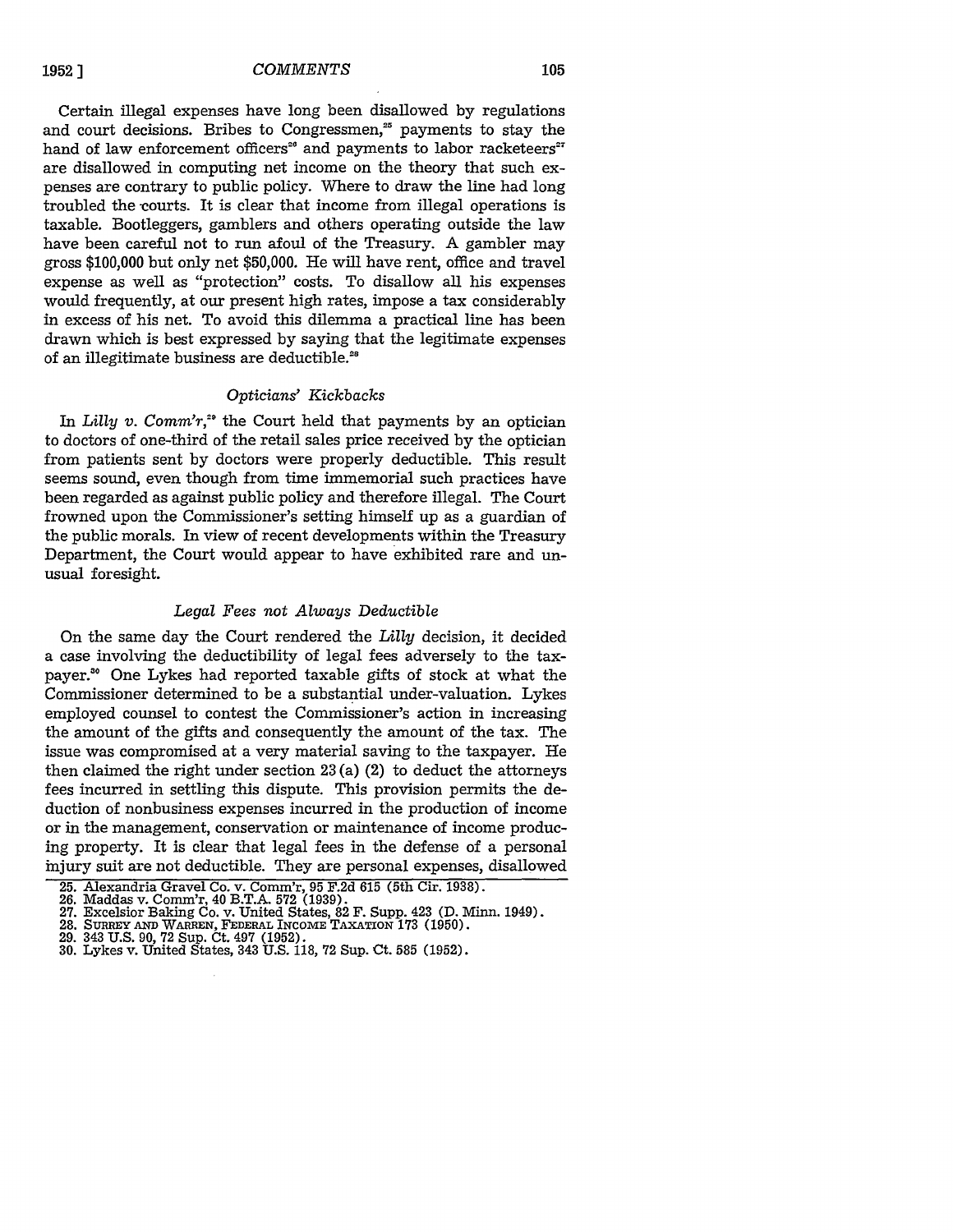Certain illegal expenses have long been disallowed by regulations and court decisions. Bribes to Congressmen,[25] payments to stay the hand of law enforcement officers[26] and payments to labor racketeers[27] are disallowed in computing net income on the theory that such expenses are contrary to public policy. Where to draw the line had long troubled the courts. It is clear that income from illegal operations is taxable. Bootleggers, gamblers and others operating outside the law have been careful not to run afoul of the Treasury. A gambler may gross $100,000 but only net $50,000. He will have rent, office and travel expense as well as "protection" costs. To disallow all his expenses would frequently, at our present high rates, impose a tax considerably in excess of his net. To avoid this dilemma a practical line has been drawn which is best expressed by saying that the legitimate expenses of an illegitimate business are deductible.[28]

### *Opticians' Kickbacks*

In *Lilly v. Comm'r*,[29] the Court held that payments by an optician to doctors of one-third of the retail sales price received by the optician from patients sent by doctors were properly deductible. This result seems sound, even though from time immemorial such practices have been regarded as against public policy and therefore illegal. The Court frowned upon the Commissioner's setting himself up as a guardian of the public morals. In view of recent developments within the Treasury Department, the Court would appear to have exhibited rare and unusual foresight.

### *Legal Fees not Always Deductible*

On the same day the Court rendered the *Lilly* decision, it decided a case involving the deductibility of legal fees adversely to the taxpayer.[30] One Lykes had reported taxable gifts of stock at what the Commissioner determined to be a substantial under-valuation. Lykes employed counsel to contest the Commissioner's action in increasing the amount of the gifts and consequently the amount of the tax. The issue was compromised at a very material saving to the taxpayer. He then claimed the right under section 23(a) (2) to deduct the attorneys fees incurred in settling this dispute. This provision permits the deduction of nonbusiness expenses incurred in the production of income or in the management, conservation or maintenance of income producing property. It is clear that legal fees in the defense of a personal injury suit are not deductible. They are personal expenses, disallowed

---

25. Alexandria Gravel Co. v. Comm'r, 95 F.2d 615 (5th Cir. 1938).
26. Maddas v. Comm'r, 40 B.T.A. 572 (1939).
27. Excelsior Baking Co. v. United States, 82 F. Supp. 423 (D. Minn. 1949).
28. SURREY AND WARREN, FEDERAL INCOME TAXATION 173 (1950).
29. 343 U.S. 90, 72 Sup. Ct. 497 (1952).
30. Lykes v. United States, 343 U.S. 118, 72 Sup. Ct. 585 (1952).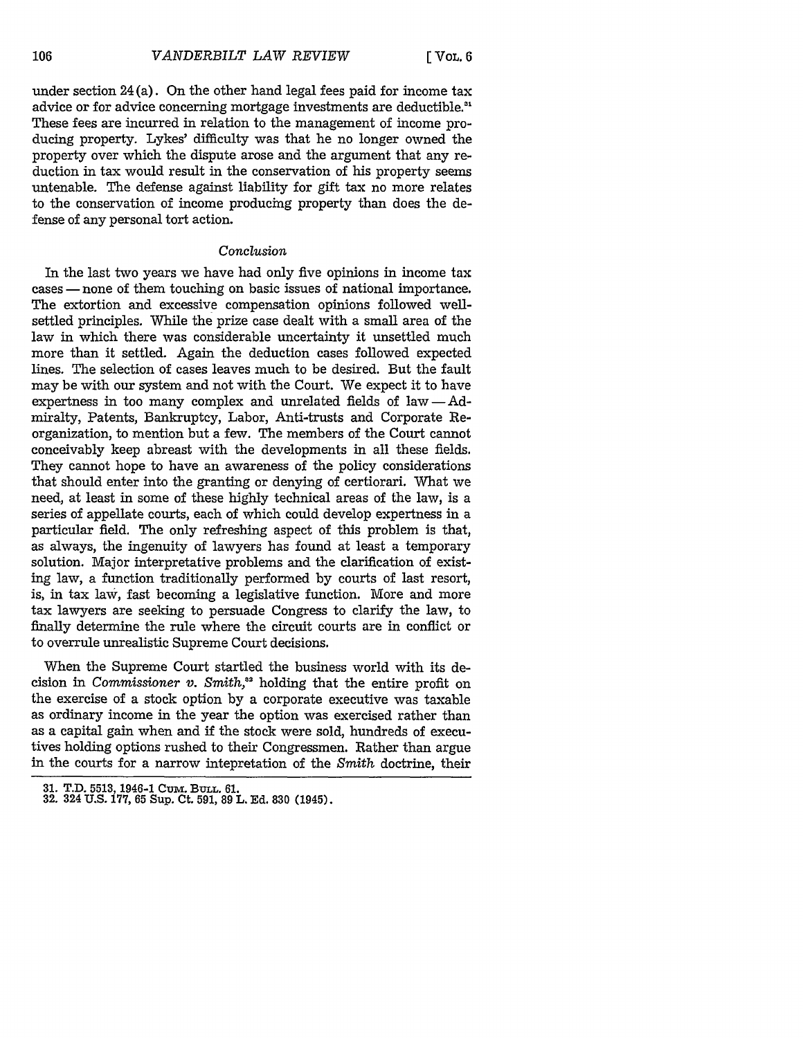under section 24(a). On the other hand legal fees paid for income tax advice or for advice concerning mortgage investments are deductible.[31] These fees are incurred in relation to the management of income producing property. Lykes' difficulty was that he no longer owned the property over which the dispute arose and the argument that any reduction in tax would result in the conservation of his property seems untenable. The defense against liability for gift tax no more relates to the conservation of income producing property than does the defense of any personal tort action.

### *Conclusion*

In the last two years we have had only five opinions in income tax cases — none of them touching on basic issues of national importance. The extortion and excessive compensation opinions followed well-settled principles. While the prize case dealt with a small area of the law in which there was considerable uncertainty it unsettled much more than it settled. Again the deduction cases followed expected lines. The selection of cases leaves much to be desired. But the fault may be with our system and not with the Court. We expect it to have expertness in too many complex and unrelated fields of law — Admiralty, Patents, Bankruptcy, Labor, Anti-trusts and Corporate Reorganization, to mention but a few. The members of the Court cannot conceivably keep abreast with the developments in all these fields. They cannot hope to have an awareness of the policy considerations that should enter into the granting or denying of certiorari. What we need, at least in some of these highly technical areas of the law, is a series of appellate courts, each of which could develop expertness in a particular field. The only refreshing aspect of this problem is that, as always, the ingenuity of lawyers has found at least a temporary solution. Major interpretative problems and the clarification of existing law, a function traditionally performed by courts of last resort, is, in tax law, fast becoming a legislative function. More and more tax lawyers are seeking to persuade Congress to clarify the law, to finally determine the rule where the circuit courts are in conflict or to overrule unrealistic Supreme Court decisions.

When the Supreme Court startled the business world with its decision in *Commissioner v. Smith*,[32] holding that the entire profit on the exercise of a stock option by a corporate executive was taxable as ordinary income in the year the option was exercised rather than as a capital gain when and if the stock were sold, hundreds of executives holding options rushed to their Congressmen. Rather than argue in the courts for a narrow intepretation of the *Smith* doctrine, their

---

31. T.D. 5513, 1946-1 CUM. BULL. 61.
32. 324 U.S. 177, 65 Sup. Ct. 591, 89 L. Ed. 830 (1945).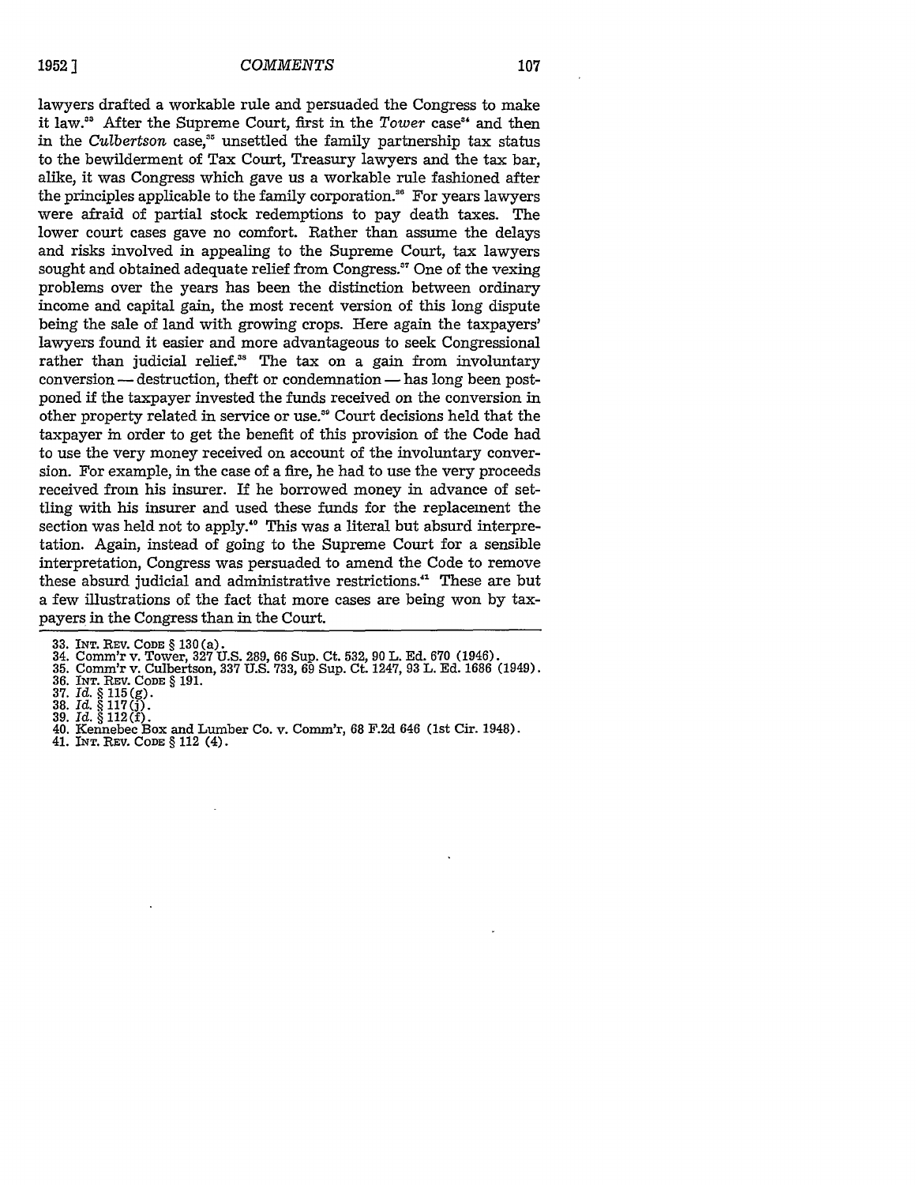lawyers drafted a workable rule and persuaded the Congress to make it law.[33] After the Supreme Court, first in the *Tower* case[34] and then in the *Culbertson* case,[35] unsettled the family partnership tax status to the bewilderment of Tax Court, Treasury lawyers and the tax bar, alike, it was Congress which gave us a workable rule fashioned after the principles applicable to the family corporation.[36] For years lawyers were afraid of partial stock redemptions to pay death taxes. The lower court cases gave no comfort. Rather than assume the delays and risks involved in appealing to the Supreme Court, tax lawyers sought and obtained adequate relief from Congress.[37] One of the vexing problems over the years has been the distinction between ordinary income and capital gain, the most recent version of this long dispute being the sale of land with growing crops. Here again the taxpayers' lawyers found it easier and more advantageous to seek Congressional rather than judicial relief.[38] The tax on a gain from involuntary conversion — destruction, theft or condemnation — has long been postponed if the taxpayer invested the funds received on the conversion in other property related in service or use.[39] Court decisions held that the taxpayer in order to get the benefit of this provision of the Code had to use the very money received on account of the involuntary conversion. For example, in the case of a fire, he had to use the very proceeds received from his insurer. If he borrowed money in advance of settling with his insurer and used these funds for the replacement the section was held not to apply.[40] This was a literal but absurd interpretation. Again, instead of going to the Supreme Court for a sensible interpretation, Congress was persuaded to amend the Code to remove these absurd judicial and administrative restrictions.[41] These are but a few illustrations of the fact that more cases are being won by taxpayers in the Congress than in the Court.

---

33. INT. REV. CODE § 130(a).
34. Comm'r v. Tower, 327 U.S. 289, 66 Sup. Ct. 532, 90 L. Ed. 670 (1946).
35. Comm'r v. Culbertson, 337 U.S. 733, 69 Sup. Ct. 1247, 93 L. Ed. 1686 (1949).
36. INT. REV. CODE § 191.
37. *Id.* § 115(g).
38. *Id.* § 117(j).
39. *Id.* § 112(f).
40. Kennebec Box and Lumber Co. v. Comm'r, 68 F.2d 646 (1st Cir. 1948).
41. INT. REV. CODE § 112 (4).